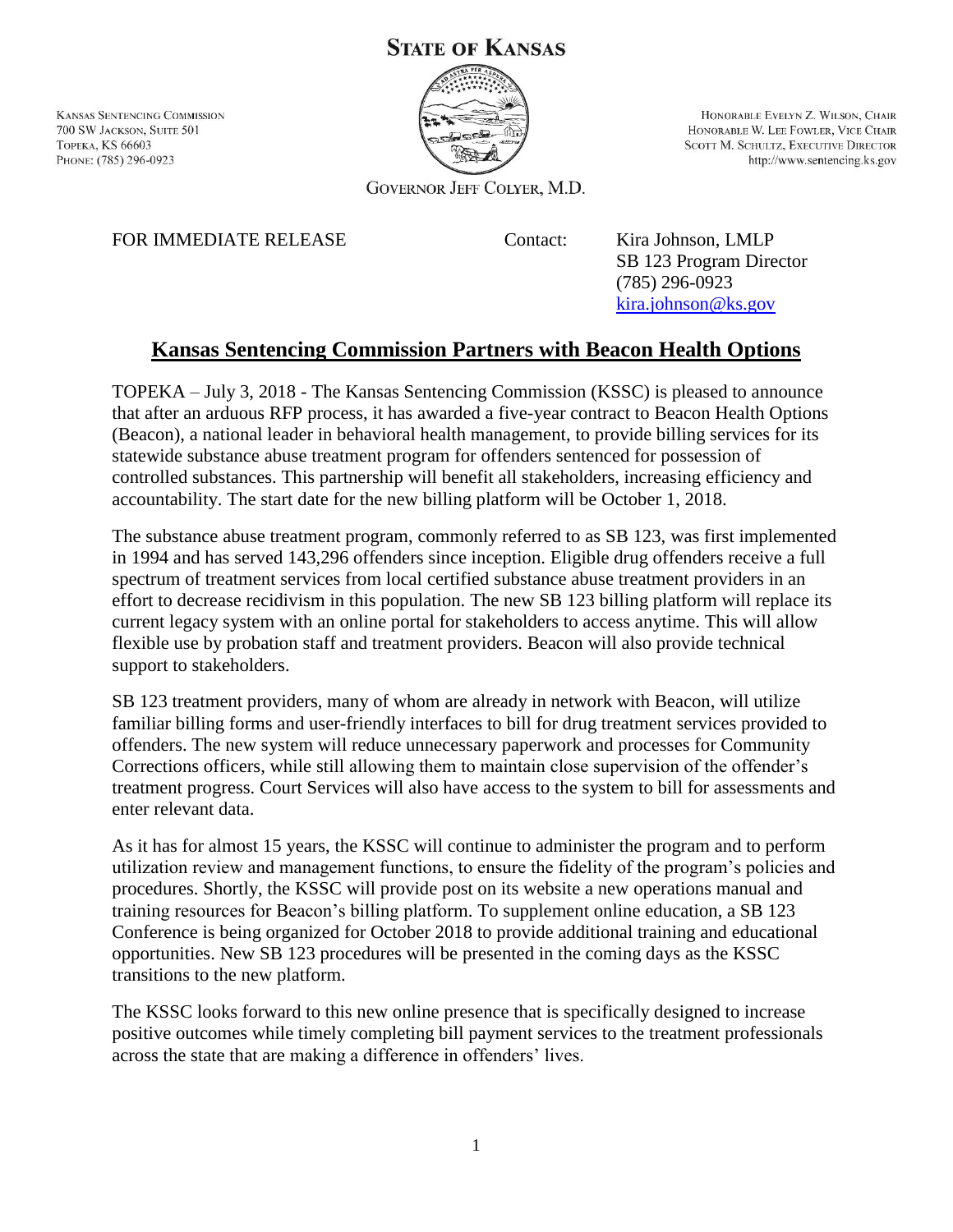# STATE OF KANSAS

KANSAS SENTENCING COMMISSION
700 SW JACKSON, SUITE 501
TOPEKA, KS 66603
PHONE: (785) 296-0923

HONORABLE EVELYN Z. WILSON, CHAIR
HONORABLE W. LEE FOWLER, VICE CHAIR
SCOTT M. SCHULTZ, EXECUTIVE DIRECTOR
http://www.sentencing.ks.gov

GOVERNOR JEFF COLYER, M.D.

FOR IMMEDIATE RELEASE

Contact: Kira Johnson, LMLP
SB 123 Program Director
(785) 296-0923
kira.johnson@ks.gov

## Kansas Sentencing Commission Partners with Beacon Health Options

TOPEKA – July 3, 2018 - The Kansas Sentencing Commission (KSSC) is pleased to announce that after an arduous RFP process, it has awarded a five-year contract to Beacon Health Options (Beacon), a national leader in behavioral health management, to provide billing services for its statewide substance abuse treatment program for offenders sentenced for possession of controlled substances. This partnership will benefit all stakeholders, increasing efficiency and accountability. The start date for the new billing platform will be October 1, 2018.

The substance abuse treatment program, commonly referred to as SB 123, was first implemented in 1994 and has served 143,296 offenders since inception. Eligible drug offenders receive a full spectrum of treatment services from local certified substance abuse treatment providers in an effort to decrease recidivism in this population. The new SB 123 billing platform will replace its current legacy system with an online portal for stakeholders to access anytime. This will allow flexible use by probation staff and treatment providers. Beacon will also provide technical support to stakeholders.

SB 123 treatment providers, many of whom are already in network with Beacon, will utilize familiar billing forms and user-friendly interfaces to bill for drug treatment services provided to offenders. The new system will reduce unnecessary paperwork and processes for Community Corrections officers, while still allowing them to maintain close supervision of the offender's treatment progress. Court Services will also have access to the system to bill for assessments and enter relevant data.

As it has for almost 15 years, the KSSC will continue to administer the program and to perform utilization review and management functions, to ensure the fidelity of the program's policies and procedures. Shortly, the KSSC will provide post on its website a new operations manual and training resources for Beacon's billing platform. To supplement online education, a SB 123 Conference is being organized for October 2018 to provide additional training and educational opportunities. New SB 123 procedures will be presented in the coming days as the KSSC transitions to the new platform.

The KSSC looks forward to this new online presence that is specifically designed to increase positive outcomes while timely completing bill payment services to the treatment professionals across the state that are making a difference in offenders' lives.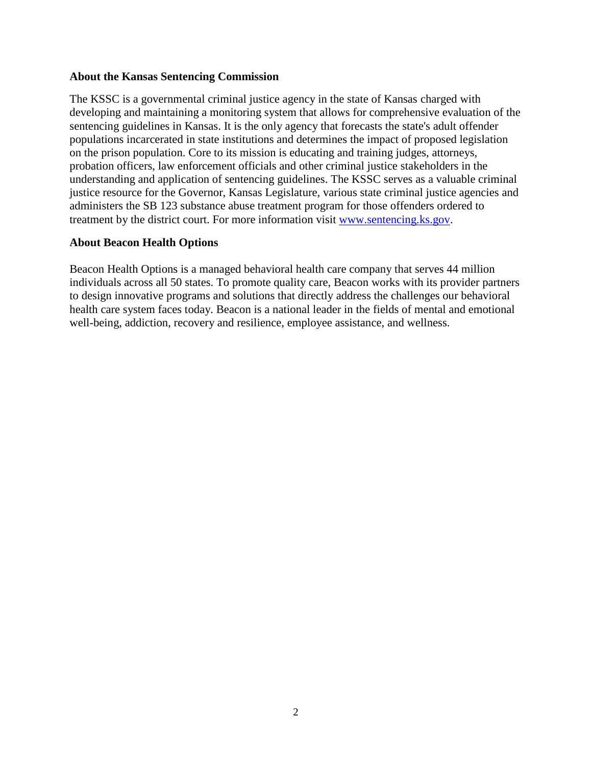**About the Kansas Sentencing Commission**

The KSSC is a governmental criminal justice agency in the state of Kansas charged with developing and maintaining a monitoring system that allows for comprehensive evaluation of the sentencing guidelines in Kansas. It is the only agency that forecasts the state's adult offender populations incarcerated in state institutions and determines the impact of proposed legislation on the prison population. Core to its mission is educating and training judges, attorneys, probation officers, law enforcement officials and other criminal justice stakeholders in the understanding and application of sentencing guidelines. The KSSC serves as a valuable criminal justice resource for the Governor, Kansas Legislature, various state criminal justice agencies and administers the SB 123 substance abuse treatment program for those offenders ordered to treatment by the district court. For more information visit www.sentencing.ks.gov.

**About Beacon Health Options**

Beacon Health Options is a managed behavioral health care company that serves 44 million individuals across all 50 states. To promote quality care, Beacon works with its provider partners to design innovative programs and solutions that directly address the challenges our behavioral health care system faces today. Beacon is a national leader in the fields of mental and emotional well-being, addiction, recovery and resilience, employee assistance, and wellness.